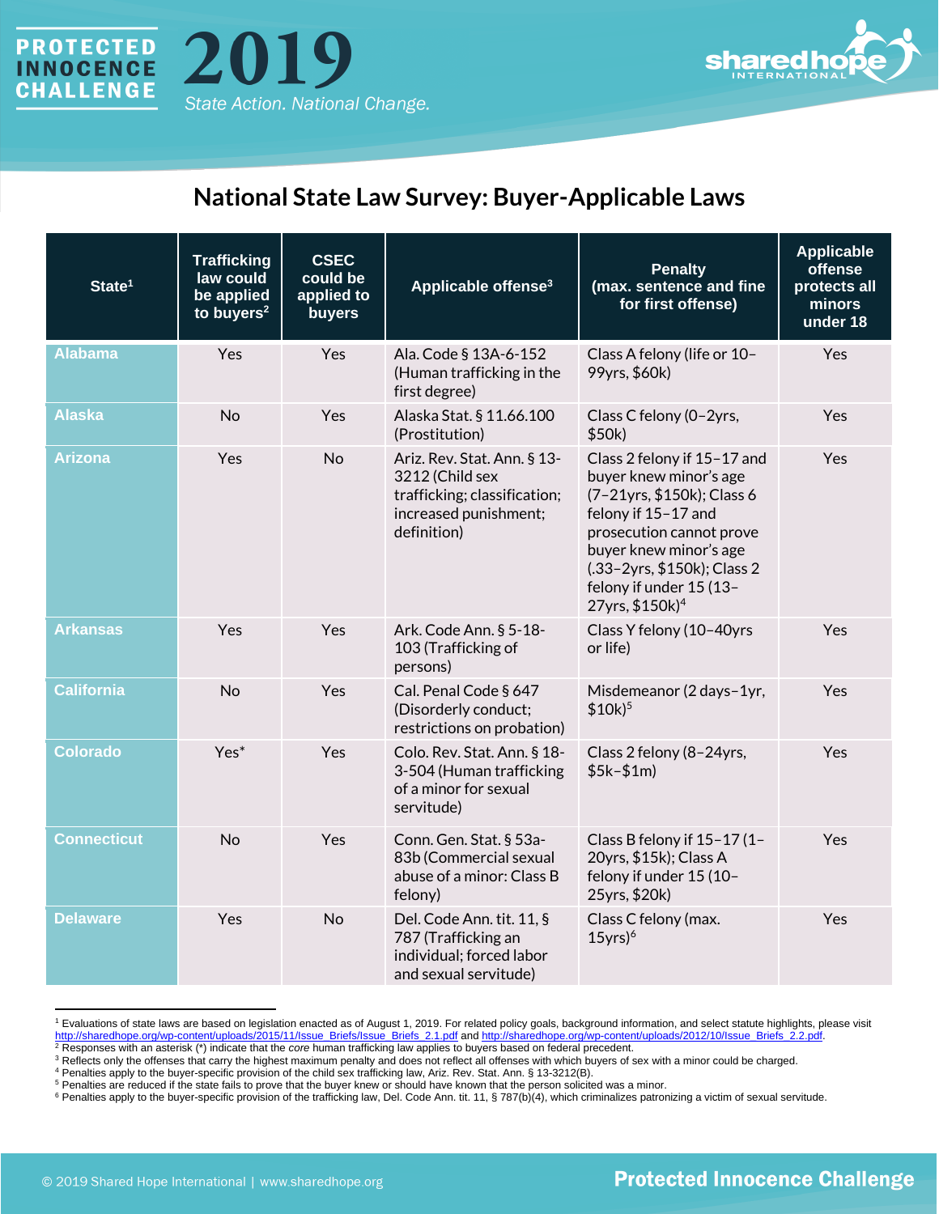PROTECTED INNOCENCE CHALLENGE

# 2019

*State Action. National Change.*

## National State Law Survey: Buyer-Applicable Laws

| State[1] | Trafficking law could be applied to buyers[2] | CSEC could be applied to buyers | Applicable offense[3] | Penalty (max. sentence and fine for first offense) | Applicable offense protects all minors under 18 |
|---|---|---|---|---|---|
| Alabama | Yes | Yes | Ala. Code § 13A-6-152 (Human trafficking in the first degree) | Class A felony (life or 10–99yrs, $60k) | Yes |
| Alaska | No | Yes | Alaska Stat. § 11.66.100 (Prostitution) | Class C felony (0–2yrs, $50k) | Yes |
| Arizona | Yes | No | Ariz. Rev. Stat. Ann. § 13-3212 (Child sex trafficking; classification; increased punishment; definition) | Class 2 felony if 15–17 and buyer knew minor's age (7–21yrs, $150k); Class 6 felony if 15–17 and prosecution cannot prove buyer knew minor's age (.33–2yrs, $150k); Class 2 felony if under 15 (13–27yrs, $150k)[4] | Yes |
| Arkansas | Yes | Yes | Ark. Code Ann. § 5-18-103 (Trafficking of persons) | Class Y felony (10–40yrs or life) | Yes |
| California | No | Yes | Cal. Penal Code § 647 (Disorderly conduct; restrictions on probation) | Misdemeanor (2 days–1yr, $10k)[5] | Yes |
| Colorado | Yes* | Yes | Colo. Rev. Stat. Ann. § 18-3-504 (Human trafficking of a minor for sexual servitude) | Class 2 felony (8–24yrs, $5k–$1m) | Yes |
| Connecticut | No | Yes | Conn. Gen. Stat. § 53a-83b (Commercial sexual abuse of a minor: Class B felony) | Class B felony if 15–17 (1–20yrs, $15k); Class A felony if under 15 (10–25yrs, $20k) | Yes |
| Delaware | Yes | No | Del. Code Ann. tit. 11, § 787 (Trafficking an individual; forced labor and sexual servitude) | Class C felony (max. 15yrs)[6] | Yes |

[1] Evaluations of state laws are based on legislation enacted as of August 1, 2019. For related policy goals, background information, and select statute highlights, please visit http://sharedhope.org/wp-content/uploads/2015/11/Issue_Briefs/Issue_Briefs_2.1.pdf and http://sharedhope.org/wp-content/uploads/2012/10/Issue_Briefs_2.2.pdf.
[2] Responses with an asterisk (*) indicate that the *core* human trafficking law applies to buyers based on federal precedent.
[3] Reflects only the offenses that carry the highest maximum penalty and does not reflect all offenses with which buyers of sex with a minor could be charged.
[4] Penalties apply to the buyer-specific provision of the child sex trafficking law, Ariz. Rev. Stat. Ann. § 13-3212(B).
[5] Penalties are reduced if the state fails to prove that the buyer knew or should have known that the person solicited was a minor.
[6] Penalties apply to the buyer-specific provision of the trafficking law, Del. Code Ann. tit. 11, § 787(b)(4), which criminalizes patronizing a victim of sexual servitude.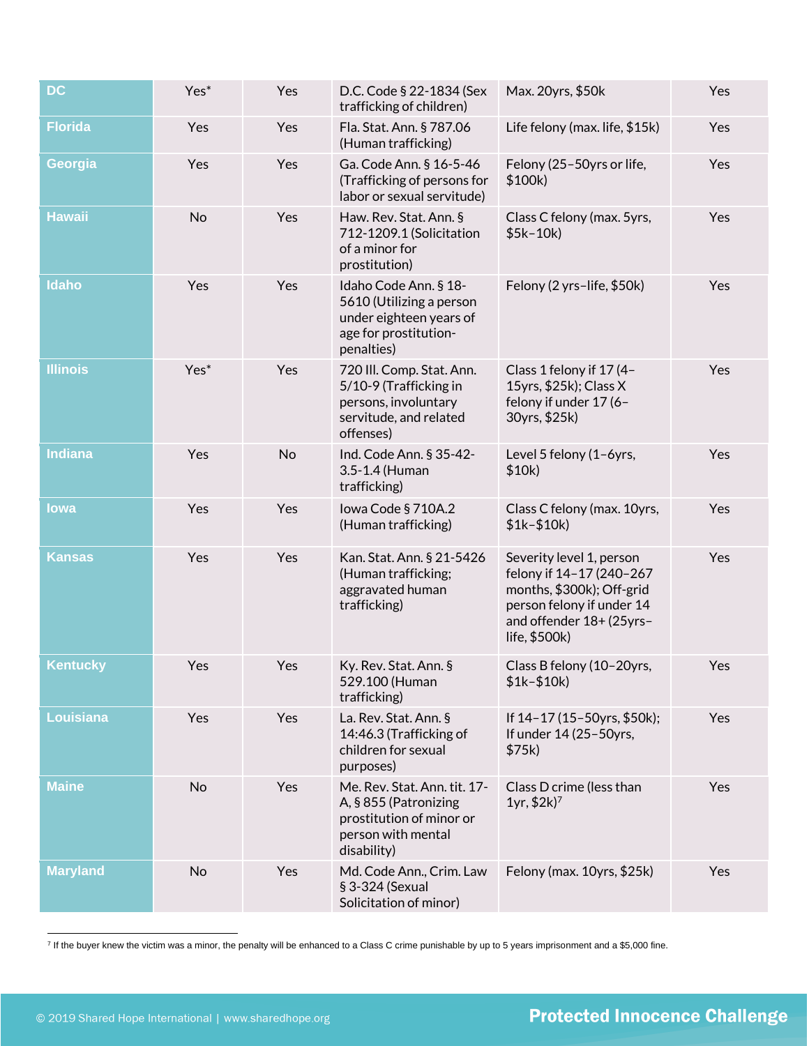| DC | Yes* | Yes | D.C. Code § 22-1834 (Sex trafficking of children) | Max. 20yrs, $50k | Yes |
|---|---|---|---|---|---|
| Florida | Yes | Yes | Fla. Stat. Ann. § 787.06 (Human trafficking) | Life felony (max. life, $15k) | Yes |
| Georgia | Yes | Yes | Ga. Code Ann. § 16-5-46 (Trafficking of persons for labor or sexual servitude) | Felony (25–50yrs or life, $100k) | Yes |
| Hawaii | No | Yes | Haw. Rev. Stat. Ann. § 712-1209.1 (Solicitation of a minor for prostitution) | Class C felony (max. 5yrs, $5k–10k) | Yes |
| Idaho | Yes | Yes | Idaho Code Ann. § 18-5610 (Utilizing a person under eighteen years of age for prostitution-penalties) | Felony (2 yrs–life, $50k) | Yes |
| Illinois | Yes* | Yes | 720 Ill. Comp. Stat. Ann. 5/10-9 (Trafficking in persons, involuntary servitude, and related offenses) | Class 1 felony if 17 (4–15yrs, $25k); Class X felony if under 17 (6–30yrs, $25k) | Yes |
| Indiana | Yes | No | Ind. Code Ann. § 35-42-3.5-1.4 (Human trafficking) | Level 5 felony (1–6yrs, $10k) | Yes |
| Iowa | Yes | Yes | Iowa Code § 710A.2 (Human trafficking) | Class C felony (max. 10yrs, $1k–$10k) | Yes |
| Kansas | Yes | Yes | Kan. Stat. Ann. § 21-5426 (Human trafficking; aggravated human trafficking) | Severity level 1, person felony if 14–17 (240–267 months, $300k); Off-grid person felony if under 14 and offender 18+ (25yrs–life, $500k) | Yes |
| Kentucky | Yes | Yes | Ky. Rev. Stat. Ann. § 529.100 (Human trafficking) | Class B felony (10–20yrs, $1k–$10k) | Yes |
| Louisiana | Yes | Yes | La. Rev. Stat. Ann. § 14:46.3 (Trafficking of children for sexual purposes) | If 14–17 (15–50yrs, $50k); If under 14 (25–50yrs, $75k) | Yes |
| Maine | No | Yes | Me. Rev. Stat. Ann. tit. 17-A, § 855 (Patronizing prostitution of minor or person with mental disability) | Class D crime (less than 1yr, $2k)[7] | Yes |
| Maryland | No | Yes | Md. Code Ann., Crim. Law § 3-324 (Sexual Solicitation of minor) | Felony (max. 10yrs, $25k) | Yes |

[7] If the buyer knew the victim was a minor, the penalty will be enhanced to a Class C crime punishable by up to 5 years imprisonment and a $5,000 fine.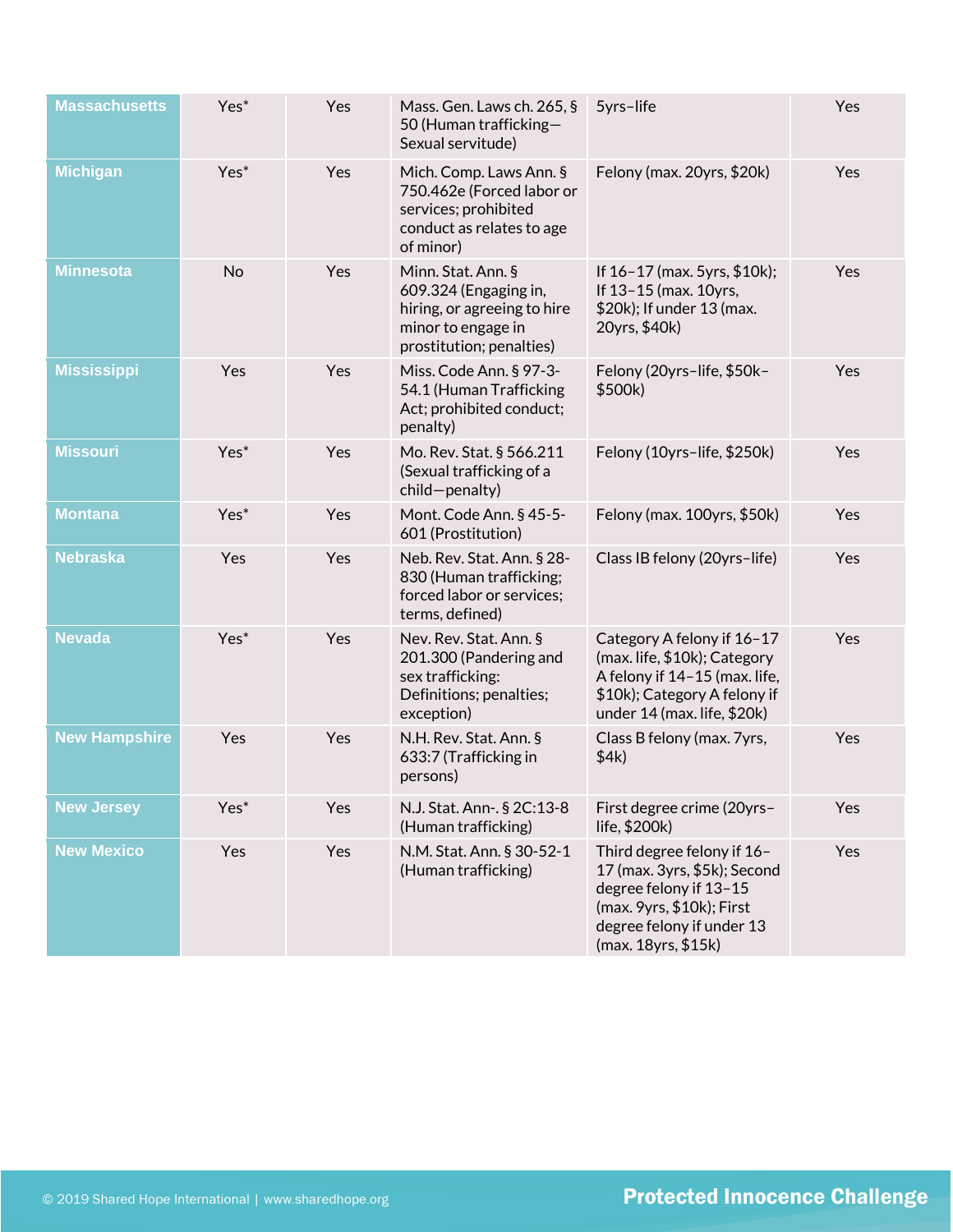| Massachusetts | Yes* | Yes | Mass. Gen. Laws ch. 265, § 50 (Human trafficking—Sexual servitude) | 5yrs–life | Yes |
|---|---|---|---|---|---|
| Michigan | Yes* | Yes | Mich. Comp. Laws Ann. § 750.462e (Forced labor or services; prohibited conduct as relates to age of minor) | Felony (max. 20yrs, $20k) | Yes |
| Minnesota | No | Yes | Minn. Stat. Ann. § 609.324 (Engaging in, hiring, or agreeing to hire minor to engage in prostitution; penalties) | If 16–17 (max. 5yrs, $10k); If 13–15 (max. 10yrs, $20k); If under 13 (max. 20yrs, $40k) | Yes |
| Mississippi | Yes | Yes | Miss. Code Ann. § 97-3-54.1 (Human Trafficking Act; prohibited conduct; penalty) | Felony (20yrs–life, $50k–$500k) | Yes |
| Missouri | Yes* | Yes | Mo. Rev. Stat. § 566.211 (Sexual trafficking of a child—penalty) | Felony (10yrs–life, $250k) | Yes |
| Montana | Yes* | Yes | Mont. Code Ann. § 45-5-601 (Prostitution) | Felony (max. 100yrs, $50k) | Yes |
| Nebraska | Yes | Yes | Neb. Rev. Stat. Ann. § 28-830 (Human trafficking; forced labor or services; terms, defined) | Class IB felony (20yrs–life) | Yes |
| Nevada | Yes* | Yes | Nev. Rev. Stat. Ann. § 201.300 (Pandering and sex trafficking: Definitions; penalties; exception) | Category A felony if 16–17 (max. life, $10k); Category A felony if 14–15 (max. life, $10k); Category A felony if under 14 (max. life, $20k) | Yes |
| New Hampshire | Yes | Yes | N.H. Rev. Stat. Ann. § 633:7 (Trafficking in persons) | Class B felony (max. 7yrs, $4k) | Yes |
| New Jersey | Yes* | Yes | N.J. Stat. Ann-. § 2C:13-8 (Human trafficking) | First degree crime (20yrs–life, $200k) | Yes |
| New Mexico | Yes | Yes | N.M. Stat. Ann. § 30-52-1 (Human trafficking) | Third degree felony if 16–17 (max. 3yrs, $5k); Second degree felony if 13–15 (max. 9yrs, $10k); First degree felony if under 13 (max. 18yrs, $15k) | Yes |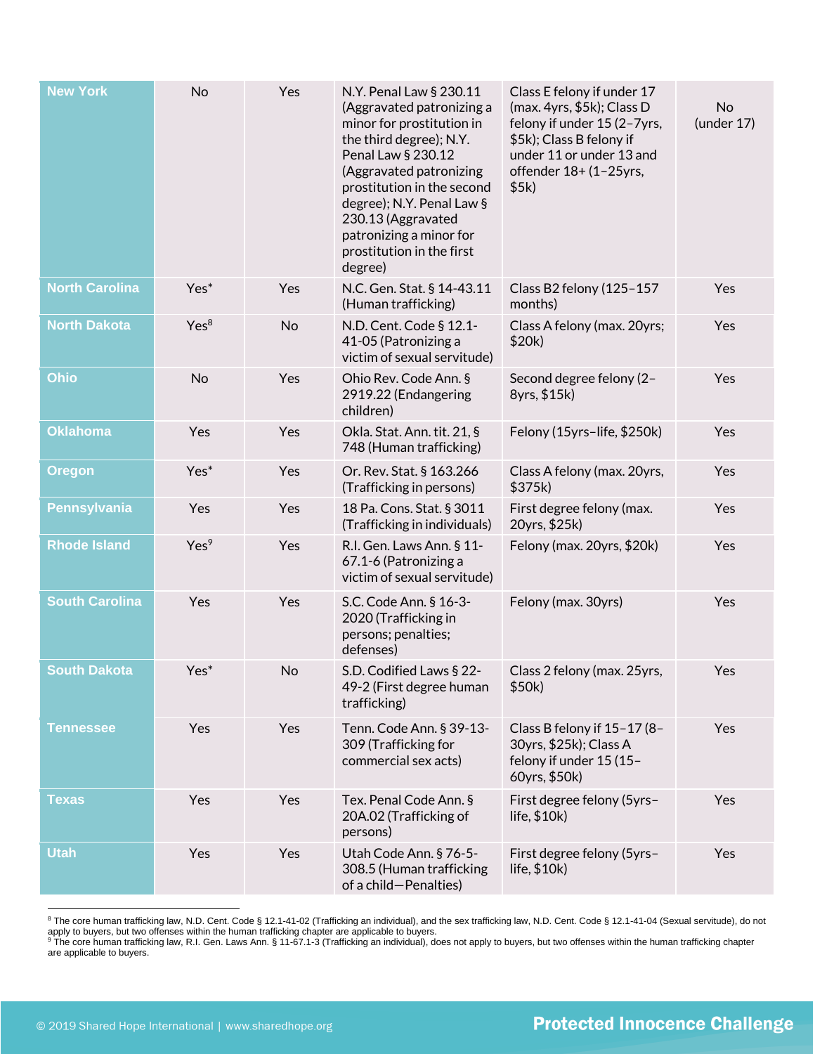| | | | | | |
|---|---|---|---|---|---|
| **New York** | No | Yes | N.Y. Penal Law § 230.11 (Aggravated patronizing a minor for prostitution in the third degree); N.Y. Penal Law § 230.12 (Aggravated patronizing prostitution in the second degree); N.Y. Penal Law § 230.13 (Aggravated patronizing a minor for prostitution in the first degree) | Class E felony if under 17 (max. 4yrs, $5k); Class D felony if under 15 (2–7yrs, $5k); Class B felony if under 11 or under 13 and offender 18+ (1–25yrs, $5k) | No (under 17) |
| **North Carolina** | Yes* | Yes | N.C. Gen. Stat. § 14-43.11 (Human trafficking) | Class B2 felony (125–157 months) | Yes |
| **North Dakota** | Yes[8] | No | N.D. Cent. Code § 12.1-41-05 (Patronizing a victim of sexual servitude) | Class A felony (max. 20yrs; $20k) | Yes |
| **Ohio** | No | Yes | Ohio Rev. Code Ann. § 2919.22 (Endangering children) | Second degree felony (2–8yrs, $15k) | Yes |
| **Oklahoma** | Yes | Yes | Okla. Stat. Ann. tit. 21, § 748 (Human trafficking) | Felony (15yrs–life, $250k) | Yes |
| **Oregon** | Yes* | Yes | Or. Rev. Stat. § 163.266 (Trafficking in persons) | Class A felony (max. 20yrs, $375k) | Yes |
| **Pennsylvania** | Yes | Yes | 18 Pa. Cons. Stat. § 3011 (Trafficking in individuals) | First degree felony (max. 20yrs, $25k) | Yes |
| **Rhode Island** | Yes[9] | Yes | R.I. Gen. Laws Ann. § 11-67.1-6 (Patronizing a victim of sexual servitude) | Felony (max. 20yrs, $20k) | Yes |
| **South Carolina** | Yes | Yes | S.C. Code Ann. § 16-3-2020 (Trafficking in persons; penalties; defenses) | Felony (max. 30yrs) | Yes |
| **South Dakota** | Yes* | No | S.D. Codified Laws § 22-49-2 (First degree human trafficking) | Class 2 felony (max. 25yrs, $50k) | Yes |
| **Tennessee** | Yes | Yes | Tenn. Code Ann. § 39-13-309 (Trafficking for commercial sex acts) | Class B felony if 15–17 (8–30yrs, $25k); Class A felony if under 15 (15–60yrs, $50k) | Yes |
| **Texas** | Yes | Yes | Tex. Penal Code Ann. § 20A.02 (Trafficking of persons) | First degree felony (5yrs–life, $10k) | Yes |
| **Utah** | Yes | Yes | Utah Code Ann. § 76-5-308.5 (Human trafficking of a child—Penalties) | First degree felony (5yrs–life, $10k) | Yes |

[8] The core human trafficking law, N.D. Cent. Code § 12.1-41-02 (Trafficking an individual), and the sex trafficking law, N.D. Cent. Code § 12.1-41-04 (Sexual servitude), do not apply to buyers, but two offenses within the human trafficking chapter are applicable to buyers.

[9] The core human trafficking law, R.I. Gen. Laws Ann. § 11-67.1-3 (Trafficking an individual), does not apply to buyers, but two offenses within the human trafficking chapter are applicable to buyers.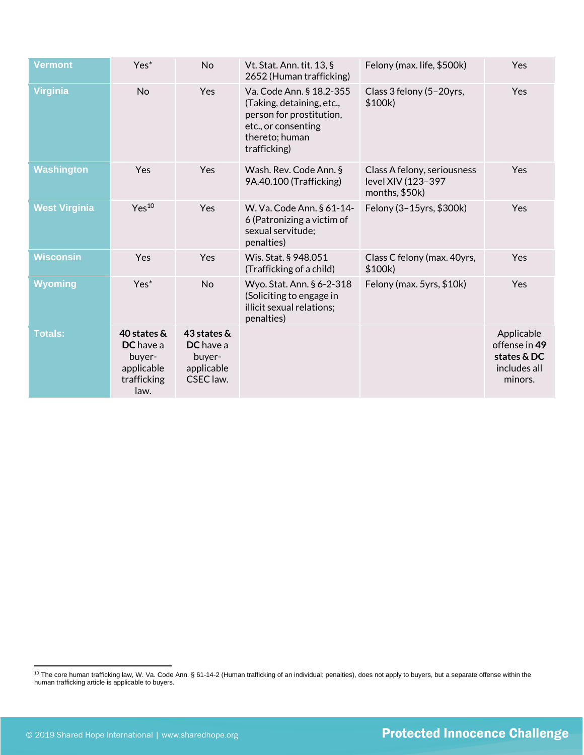| | | | | | |
|---|---|---|---|---|---|
| **Vermont** | Yes* | No | Vt. Stat. Ann. tit. 13, § 2652 (Human trafficking) | Felony (max. life, $500k) | Yes |
| **Virginia** | No | Yes | Va. Code Ann. § 18.2-355 (Taking, detaining, etc., person for prostitution, etc., or consenting thereto; human trafficking) | Class 3 felony (5–20yrs, $100k) | Yes |
| **Washington** | Yes | Yes | Wash. Rev. Code Ann. § 9A.40.100 (Trafficking) | Class A felony, seriousness level XIV (123–397 months, $50k) | Yes |
| **West Virginia** | Yes[10] | Yes | W. Va. Code Ann. § 61-14-6 (Patronizing a victim of sexual servitude; penalties) | Felony (3–15yrs, $300k) | Yes |
| **Wisconsin** | Yes | Yes | Wis. Stat. § 948.051 (Trafficking of a child) | Class C felony (max. 40yrs, $100k) | Yes |
| **Wyoming** | Yes* | No | Wyo. Stat. Ann. § 6-2-318 (Soliciting to engage in illicit sexual relations; penalties) | Felony (max. 5yrs, $10k) | Yes |
| **Totals:** | **40 states & DC** have a buyer-applicable trafficking law. | **43 states & DC** have a buyer-applicable CSEC law. | | | Applicable offense in **49 states & DC** includes all minors. |

[10] The core human trafficking law, W. Va. Code Ann. § 61-14-2 (Human trafficking of an individual; penalties), does not apply to buyers, but a separate offense within the human trafficking article is applicable to buyers.